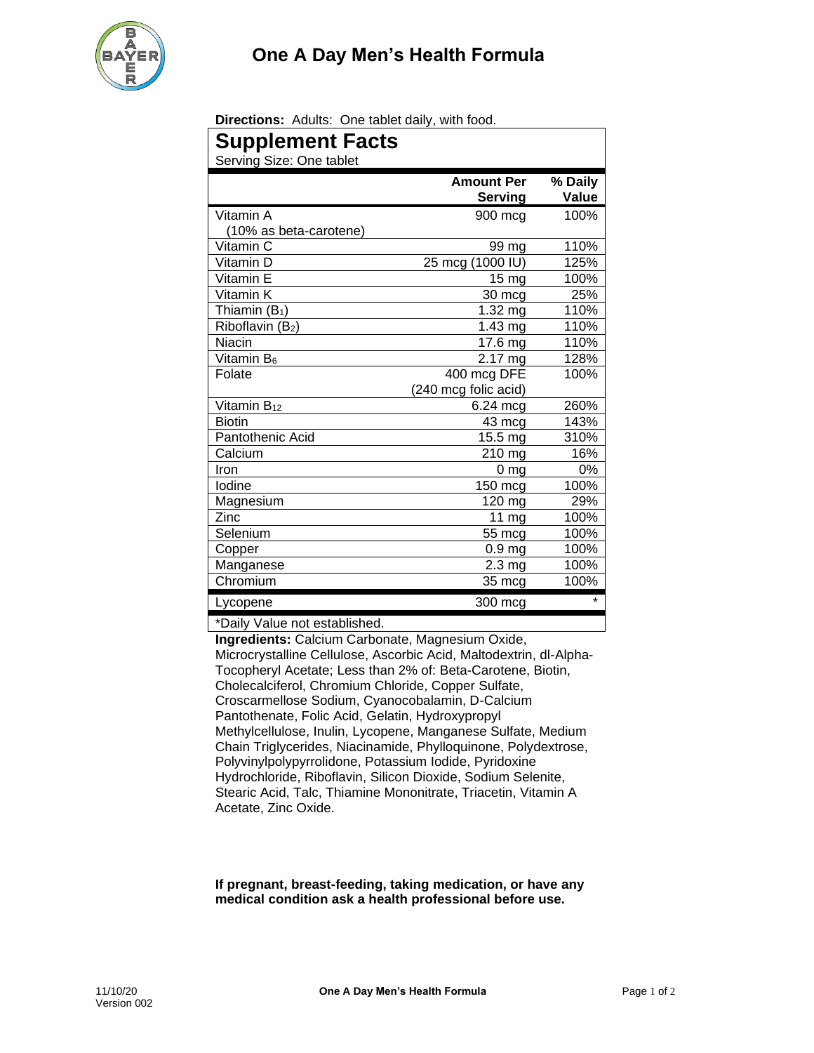# One A Day Men's Health Formula

**Directions:** Adults: One tablet daily, with food.

## Supplement Facts

Serving Size: One tablet

| | Amount Per Serving | % Daily Value |
|---|---|---|
| Vitamin A (10% as beta-carotene) | 900 mcg | 100% |
| Vitamin C | 99 mg | 110% |
| Vitamin D | 25 mcg (1000 IU) | 125% |
| Vitamin E | 15 mg | 100% |
| Vitamin K | 30 mcg | 25% |
| Thiamin ($B_1$) | 1.32 mg | 110% |
| Riboflavin ($B_2$) | 1.43 mg | 110% |
| Niacin | 17.6 mg | 110% |
| Vitamin $B_6$ | 2.17 mg | 128% |
| Folate | 400 mcg DFE (240 mcg folic acid) | 100% |
| Vitamin $B_{12}$ | 6.24 mcg | 260% |
| Biotin | 43 mcg | 143% |
| Pantothenic Acid | 15.5 mg | 310% |
| Calcium | 210 mg | 16% |
| Iron | 0 mg | 0% |
| Iodine | 150 mcg | 100% |
| Magnesium | 120 mg | 29% |
| Zinc | 11 mg | 100% |
| Selenium | 55 mcg | 100% |
| Copper | 0.9 mg | 100% |
| Manganese | 2.3 mg | 100% |
| Chromium | 35 mcg | 100% |
| Lycopene | 300 mcg | * |

*Daily Value not established.

**Ingredients:** Calcium Carbonate, Magnesium Oxide, Microcrystalline Cellulose, Ascorbic Acid, Maltodextrin, dl-Alpha-Tocopheryl Acetate; Less than 2% of: Beta-Carotene, Biotin, Cholecalciferol, Chromium Chloride, Copper Sulfate, Croscarmellose Sodium, Cyanocobalamin, D-Calcium Pantothenate, Folic Acid, Gelatin, Hydroxypropyl Methylcellulose, Inulin, Lycopene, Manganese Sulfate, Medium Chain Triglycerides, Niacinamide, Phylloquinone, Polydextrose, Polyvinylpolypyrrolidone, Potassium Iodide, Pyridoxine Hydrochloride, Riboflavin, Silicon Dioxide, Sodium Selenite, Stearic Acid, Talc, Thiamine Mononitrate, Triacetin, Vitamin A Acetate, Zinc Oxide.

**If pregnant, breast-feeding, taking medication, or have any medical condition ask a health professional before use.**

11/10/20
Version 002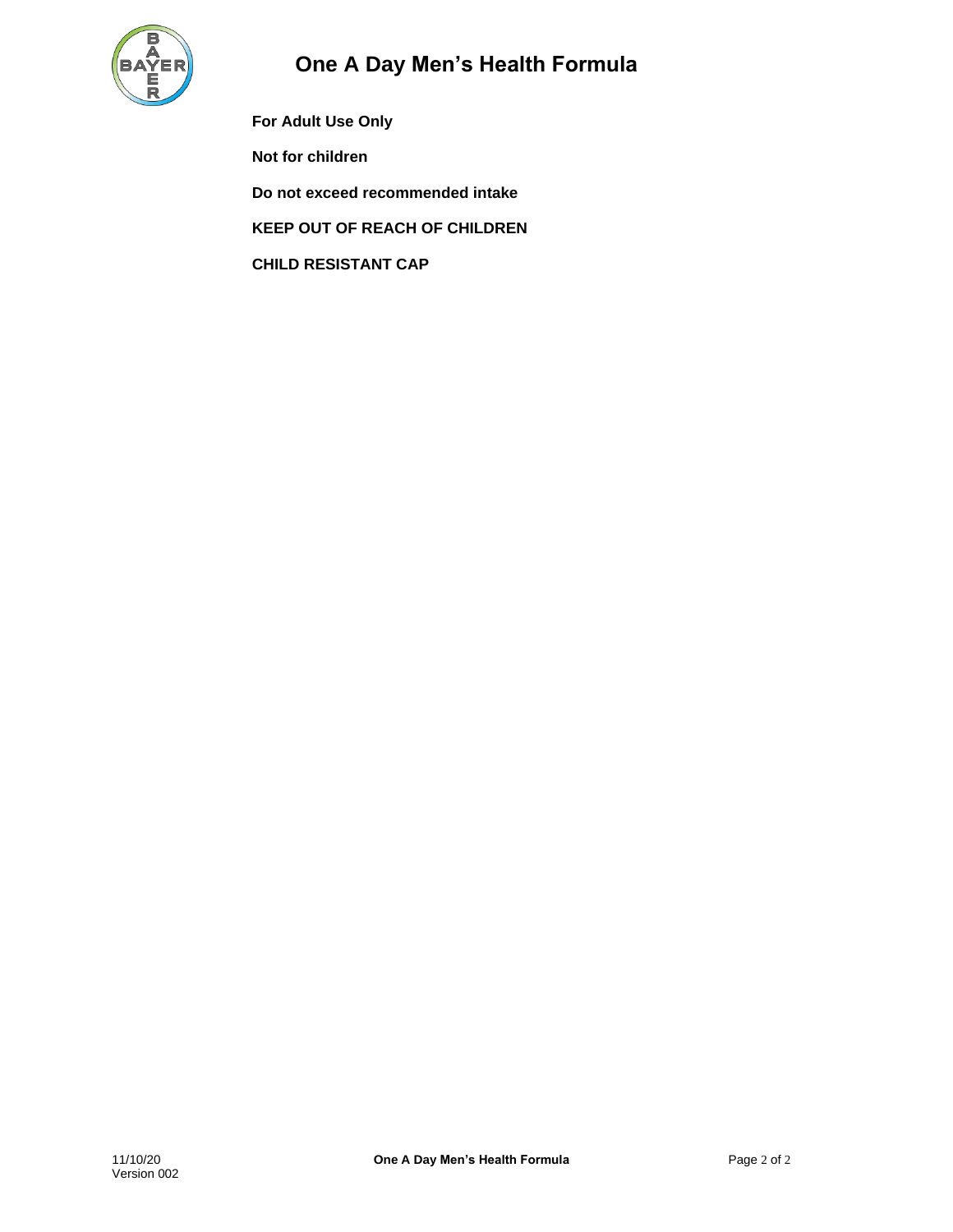**For Adult Use Only**

**Not for children**

**Do not exceed recommended intake**

**KEEP OUT OF REACH OF CHILDREN**

**CHILD RESISTANT CAP**